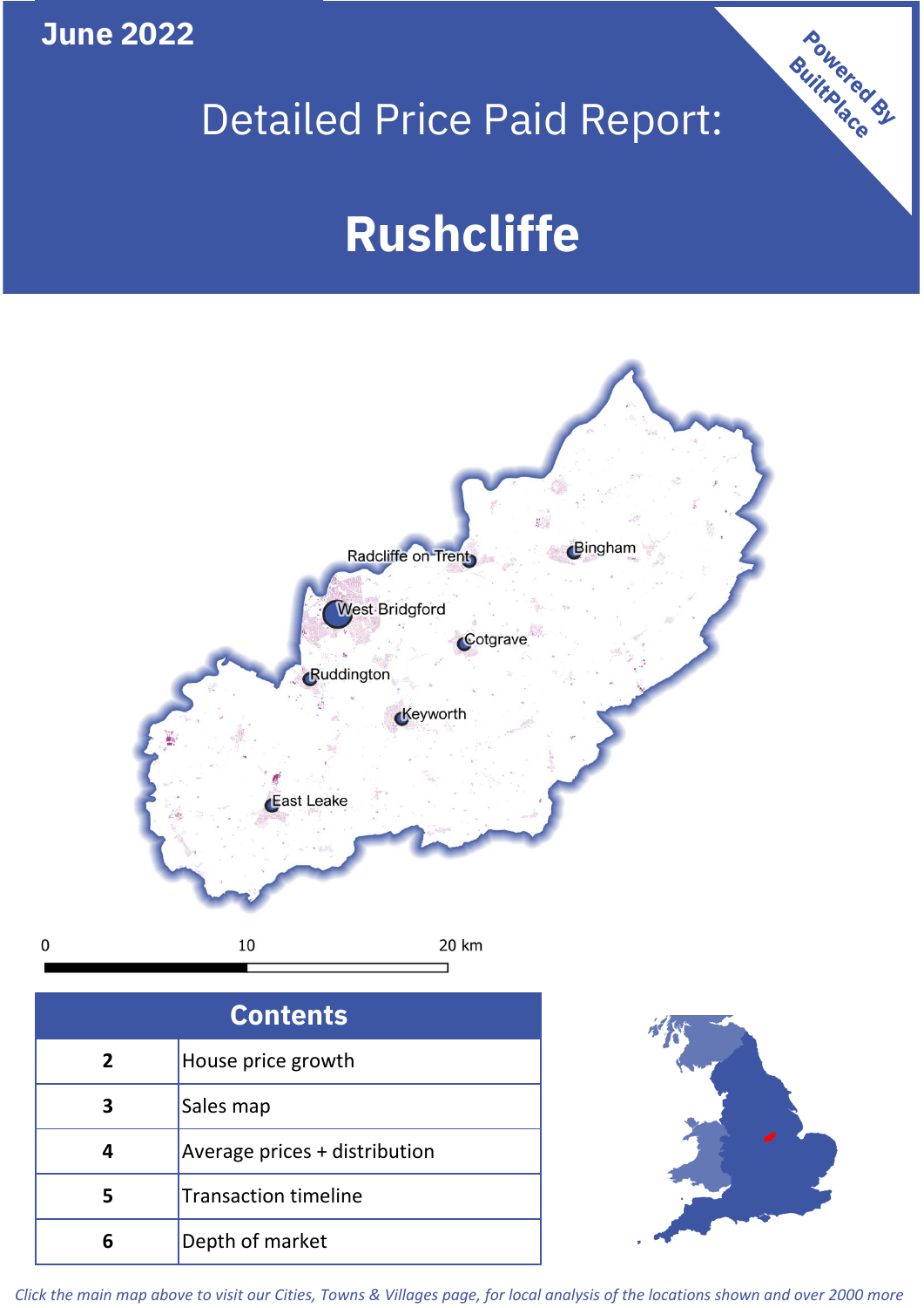June 2022

# Detailed Price Paid Report:

# Rushcliffe

Powered By BuiltPlace

| Contents | |
|---|---|
| 2 | House price growth |
| 3 | Sales map |
| 4 | Average prices + distribution |
| 5 | Transaction timeline |
| 6 | Depth of market |

*Click the main map above to visit our Cities, Towns & Villages page, for local analysis of the locations shown and over 2000 more*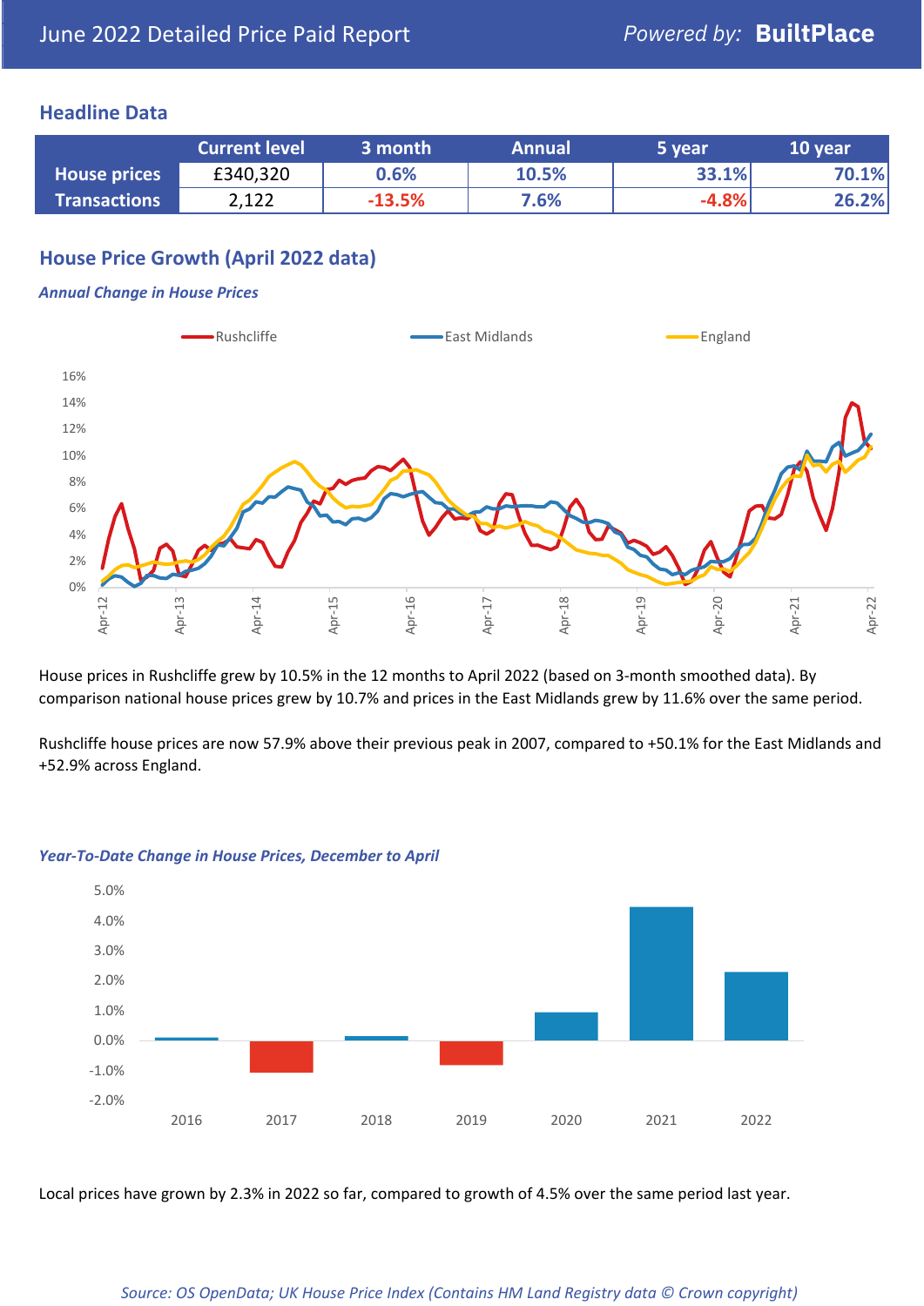June 2022 Detailed Price Paid Report

*Powered by:* **BuiltPlace**

## Headline Data

| | Current level | 3 month | Annual | 5 year | 10 year |
|---|---|---|---|---|---|
| House prices | £340,320 | 0.6% | 10.5% | 33.1% | 70.1% |
| Transactions | 2,122 | -13.5% | 7.6% | -4.8% | 26.2% |

## House Price Growth (April 2022 data)

### *Annual Change in House Prices*

House prices in Rushcliffe grew by 10.5% in the 12 months to April 2022 (based on 3-month smoothed data). By comparison national house prices grew by 10.7% and prices in the East Midlands grew by 11.6% over the same period.

Rushcliffe house prices are now 57.9% above their previous peak in 2007, compared to +50.1% for the East Midlands and +52.9% across England.

### *Year-To-Date Change in House Prices, December to April*

Local prices have grown by 2.3% in 2022 so far, compared to growth of 4.5% over the same period last year.

*Source: OS OpenData; UK House Price Index (Contains HM Land Registry data © Crown copyright)*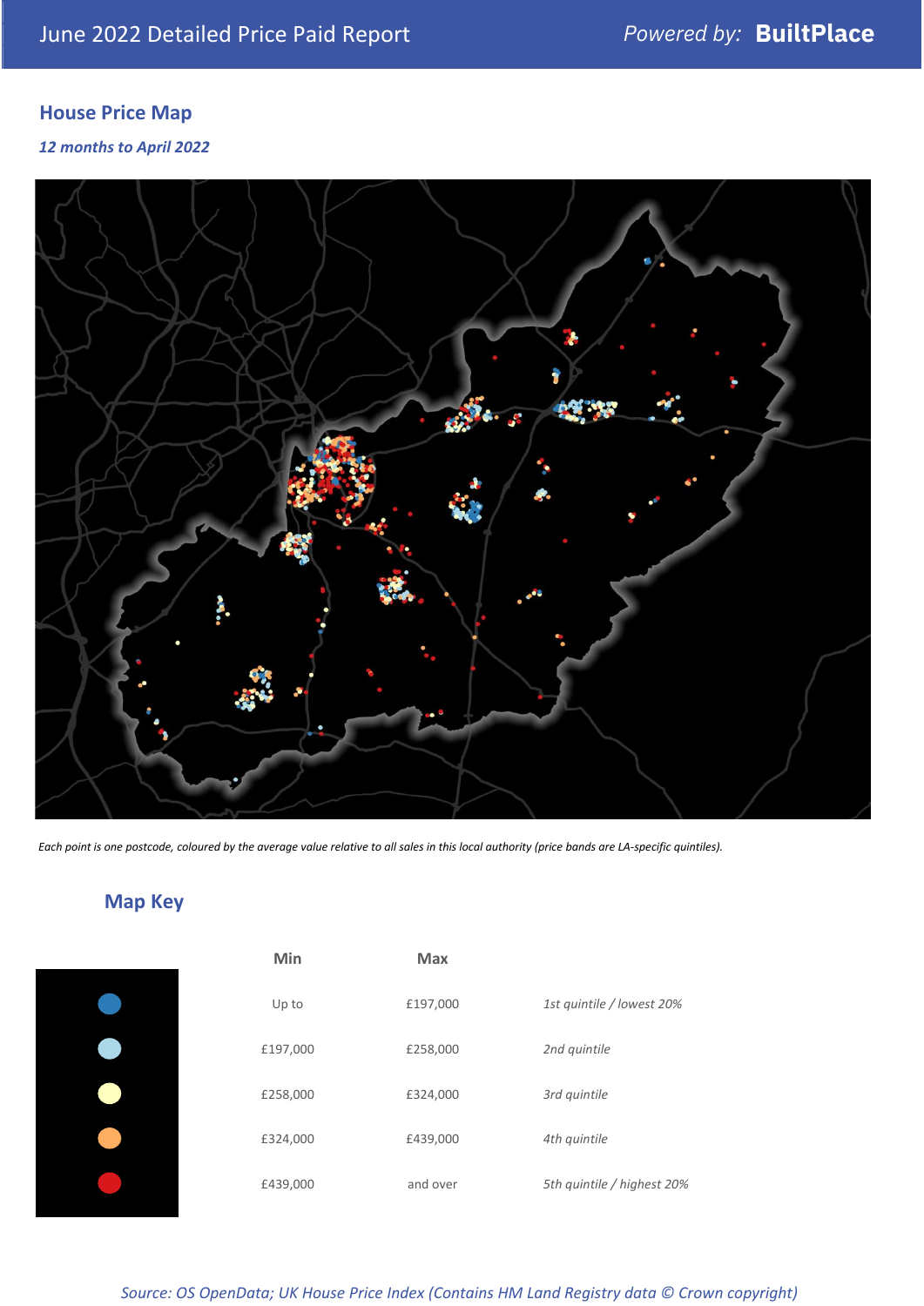June 2022 Detailed Price Paid Report

## House Price Map

*12 months to April 2022*

*Each point is one postcode, coloured by the average value relative to all sales in this local authority (price bands are LA-specific quintiles).*

## Map Key

| | Min | Max | |
|---|---|---|---|
| | Up to | £197,000 | *1st quintile / lowest 20%* |
| | £197,000 | £258,000 | *2nd quintile* |
| | £258,000 | £324,000 | *3rd quintile* |
| | £324,000 | £439,000 | *4th quintile* |
| | £439,000 | and over | *5th quintile / highest 20%* |

*Source: OS OpenData; UK House Price Index (Contains HM Land Registry data © Crown copyright)*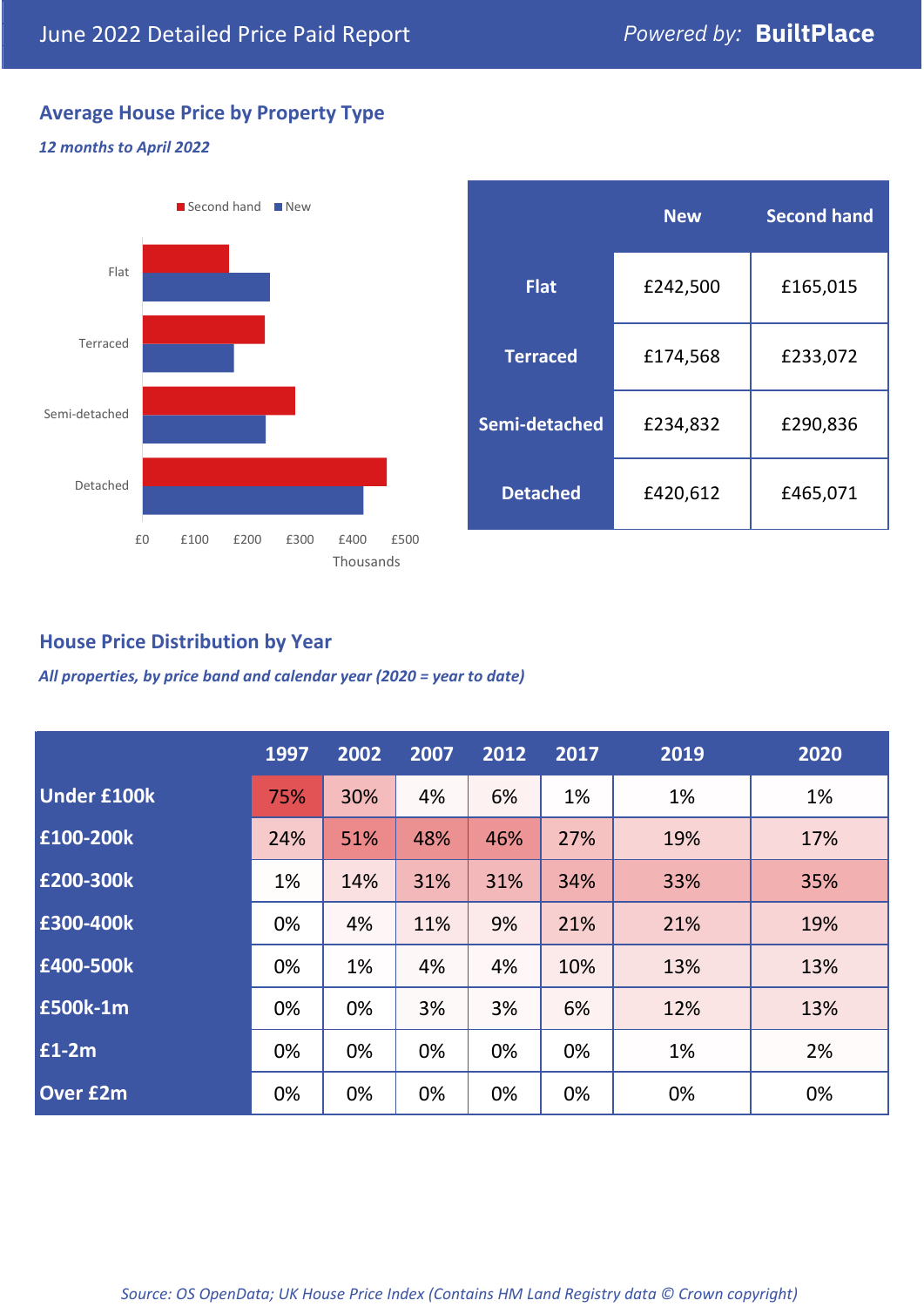June 2022 Detailed Price Paid Report — Powered by: **BuiltPlace**

## Average House Price by Property Type

*12 months to April 2022*

| | New | Second hand |
|---|---|---|
| **Flat** | £242,500 | £165,015 |
| **Terraced** | £174,568 | £233,072 |
| **Semi-detached** | £234,832 | £290,836 |
| **Detached** | £420,612 | £465,071 |

## House Price Distribution by Year

*All properties, by price band and calendar year (2020 = year to date)*

| | 1997 | 2002 | 2007 | 2012 | 2017 | 2019 | 2020 |
|---|---|---|---|---|---|---|---|
| **Under £100k** | 75% | 30% | 4% | 6% | 1% | 1% | 1% |
| **£100-200k** | 24% | 51% | 48% | 46% | 27% | 19% | 17% |
| **£200-300k** | 1% | 14% | 31% | 31% | 34% | 33% | 35% |
| **£300-400k** | 0% | 4% | 11% | 9% | 21% | 21% | 19% |
| **£400-500k** | 0% | 1% | 4% | 4% | 10% | 13% | 13% |
| **£500k-1m** | 0% | 0% | 3% | 3% | 6% | 12% | 13% |
| **£1-2m** | 0% | 0% | 0% | 0% | 0% | 1% | 2% |
| **Over £2m** | 0% | 0% | 0% | 0% | 0% | 0% | 0% |

*Source: OS OpenData; UK House Price Index (Contains HM Land Registry data © Crown copyright)*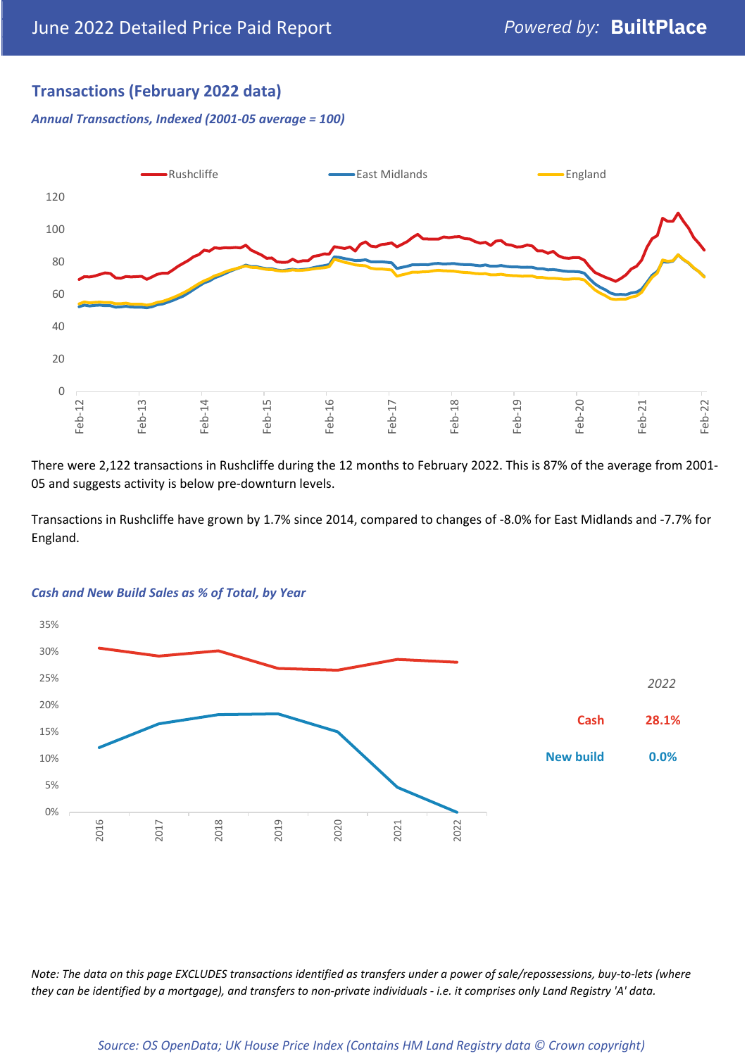## Transactions (February 2022 data)

***Annual Transactions, Indexed (2001-05 average = 100)***

There were 2,122 transactions in Rushcliffe during the 12 months to February 2022. This is 87% of the average from 2001-05 and suggests activity is below pre-downturn levels.

Transactions in Rushcliffe have grown by 1.7% since 2014, compared to changes of -8.0% for East Midlands and -7.7% for England.

***Cash and New Build Sales as % of Total, by Year***

| *2022* | |
|---|---|
| Cash | 28.1% |
| New build | 0.0% |

*Note: The data on this page EXCLUDES transactions identified as transfers under a power of sale/repossessions, buy-to-lets (where they can be identified by a mortgage), and transfers to non-private individuals - i.e. it comprises only Land Registry 'A' data.*

*Source: OS OpenData; UK House Price Index (Contains HM Land Registry data © Crown copyright)*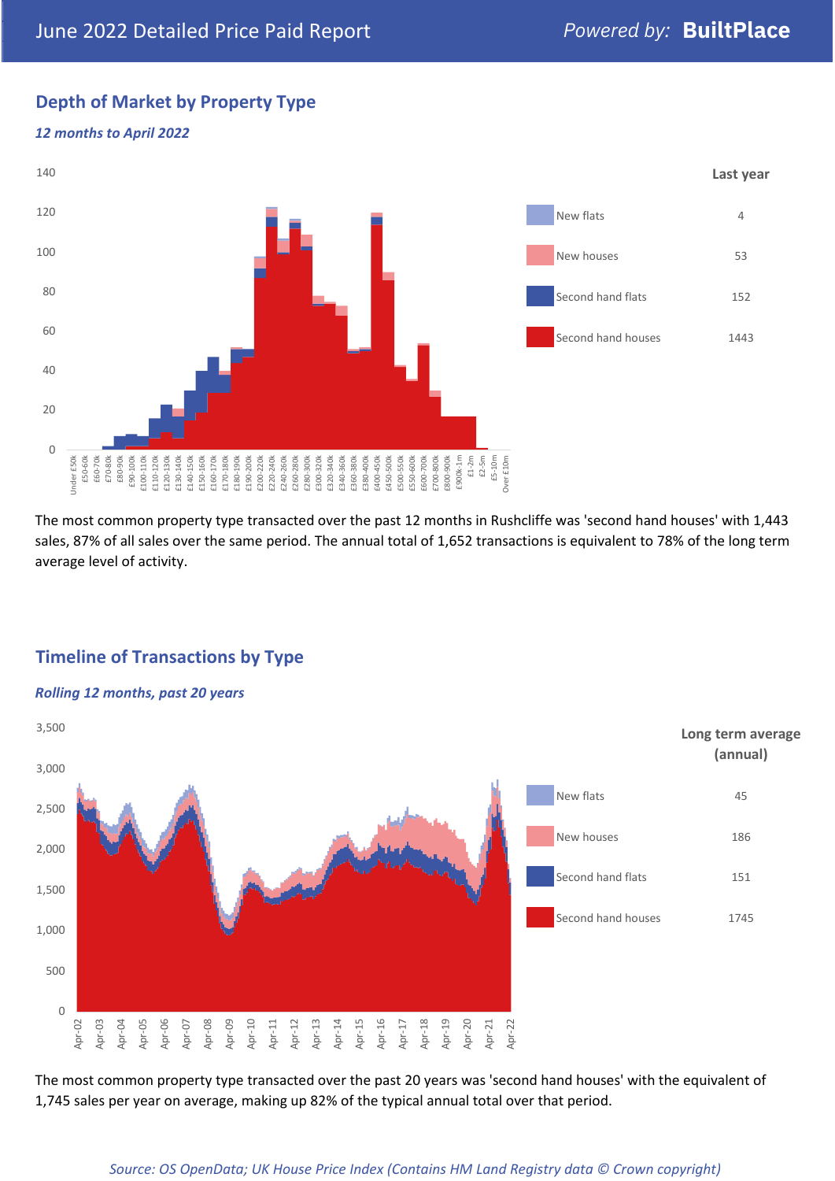June 2022 Detailed Price Paid Report

Powered by: **BuiltPlace**

## Depth of Market by Property Type

*12 months to April 2022*

140
120
100
80
60
40
20
0

Under £50k, £50-60k, £60-70k, £70-80k, £80-90k, £90-100k, £100-110k, £110-120k, £120-130k, £130-140k, £140-150k, £150-160k, £160-170k, £170-180k, £180-190k, £190-200k, £200-220k, £220-240k, £240-260k, £260-280k, £280-300k, £300-320k, £320-340k, £340-360k, £360-380k, £380-400k, £400-450k, £450-500k, £500-550k, £550-600k, £600-700k, £700-800k, £800-900k, £900k-1m, £1-2m, £2-5m, £5-10m, Over £10m

Last year

New flats 4
New houses 53
Second hand flats 152
Second hand houses 1443

The most common property type transacted over the past 12 months in Rushcliffe was 'second hand houses' with 1,443 sales, 87% of all sales over the same period. The annual total of 1,652 transactions is equivalent to 78% of the long term average level of activity.

## Timeline of Transactions by Type

*Rolling 12 months, past 20 years*

3,500
3,000
2,500
2,000
1,500
1,000
500
0

Apr-02, Apr-03, Apr-04, Apr-05, Apr-06, Apr-07, Apr-08, Apr-09, Apr-10, Apr-11, Apr-12, Apr-13, Apr-14, Apr-15, Apr-16, Apr-17, Apr-18, Apr-19, Apr-20, Apr-21, Apr-22

Long term average (annual)

New flats 45
New houses 186
Second hand flats 151
Second hand houses 1745

The most common property type transacted over the past 20 years was 'second hand houses' with the equivalent of 1,745 sales per year on average, making up 82% of the typical annual total over that period.

*Source: OS OpenData; UK House Price Index (Contains HM Land Registry data © Crown copyright)*